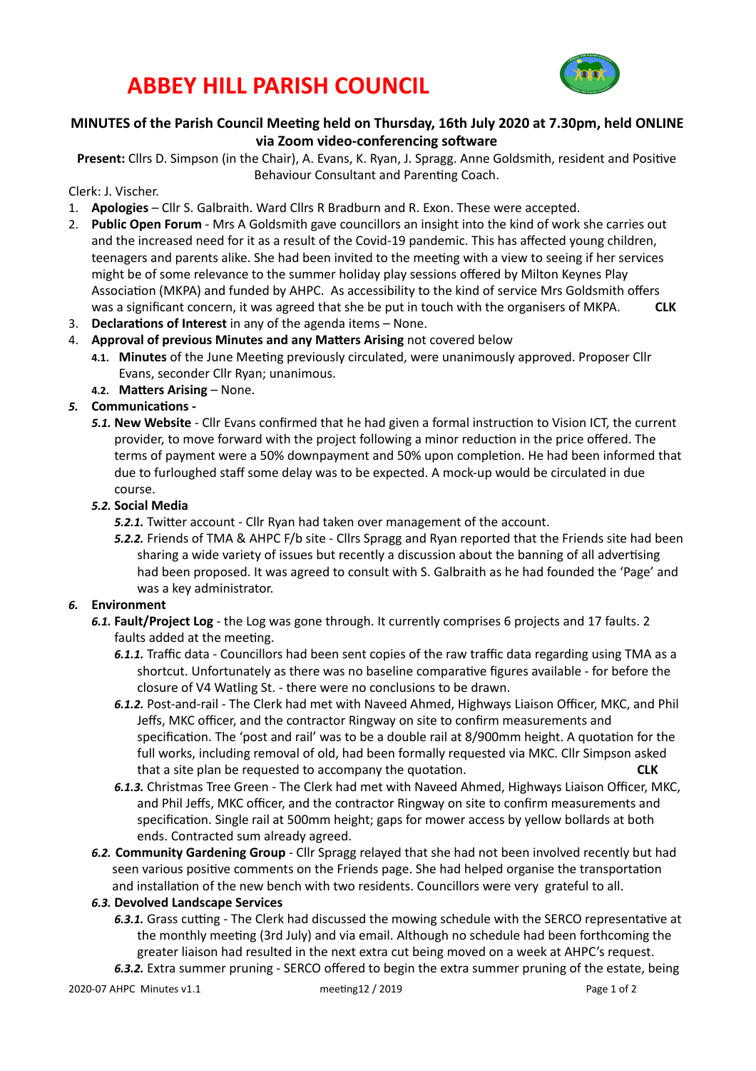# ABBEY HILL PARISH COUNCIL

**MINUTES of the Parish Council Meeting held on Thursday, 16th July 2020 at 7.30pm, held ONLINE via Zoom video-conferencing software**

**Present:** Cllrs D. Simpson (in the Chair), A. Evans, K. Ryan, J. Spragg. Anne Goldsmith, resident and Positive Behaviour Consultant and Parenting Coach.

Clerk: J. Vischer.

1. **Apologies** – Cllr S. Galbraith. Ward Cllrs R Bradburn and R. Exon. These were accepted.
2. **Public Open Forum** - Mrs A Goldsmith gave councillors an insight into the kind of work she carries out and the increased need for it as a result of the Covid-19 pandemic. This has affected young children, teenagers and parents alike. She had been invited to the meeting with a view to seeing if her services might be of some relevance to the summer holiday play sessions offered by Milton Keynes Play Association (MKPA) and funded by AHPC. As accessibility to the kind of service Mrs Goldsmith offers was a significant concern, it was agreed that she be put in touch with the organisers of MKPA. **CLK**
3. **Declarations of Interest** in any of the agenda items – None.
4. **Approval of previous Minutes and any Matters Arising** not covered below
   - **4.1. Minutes** of the June Meeting previously circulated, were unanimously approved. Proposer Cllr Evans, seconder Cllr Ryan; unanimous.
   - **4.2. Matters Arising** – None.
5. ***Communications -***
   - ***5.1.*** **New Website** - Cllr Evans confirmed that he had given a formal instruction to Vision ICT, the current provider, to move forward with the project following a minor reduction in the price offered. The terms of payment were a 50% downpayment and 50% upon completion. He had been informed that due to furloughed staff some delay was to be expected. A mock-up would be circulated in due course.
   - ***5.2.*** **Social Media**
     - ***5.2.1.*** Twitter account - Cllr Ryan had taken over management of the account.
     - ***5.2.2.*** Friends of TMA & AHPC F/b site - Cllrs Spragg and Ryan reported that the Friends site had been sharing a wide variety of issues but recently a discussion about the banning of all advertising had been proposed. It was agreed to consult with S. Galbraith as he had founded the 'Page' and was a key administrator.
6. ***Environment***
   - ***6.1.*** **Fault/Project Log** - the Log was gone through. It currently comprises 6 projects and 17 faults. 2 faults added at the meeting.
     - ***6.1.1.*** Traffic data - Councillors had been sent copies of the raw traffic data regarding using TMA as a shortcut. Unfortunately as there was no baseline comparative figures available - for before the closure of V4 Watling St. - there were no conclusions to be drawn.
     - ***6.1.2.*** Post-and-rail - The Clerk had met with Naveed Ahmed, Highways Liaison Officer, MKC, and Phil Jeffs, MKC officer, and the contractor Ringway on site to confirm measurements and specification. The 'post and rail' was to be a double rail at 8/900mm height. A quotation for the full works, including removal of old, had been formally requested via MKC. Cllr Simpson asked that a site plan be requested to accompany the quotation. **CLK**
     - ***6.1.3.*** Christmas Tree Green - The Clerk had met with Naveed Ahmed, Highways Liaison Officer, MKC, and Phil Jeffs, MKC officer, and the contractor Ringway on site to confirm measurements and specification. Single rail at 500mm height; gaps for mower access by yellow bollards at both ends. Contracted sum already agreed.
   - ***6.2.*** **Community Gardening Group** - Cllr Spragg relayed that she had not been involved recently but had seen various positive comments on the Friends page. She had helped organise the transportation and installation of the new bench with two residents. Councillors were very grateful to all.
   - ***6.3.*** **Devolved Landscape Services**
     - ***6.3.1.*** Grass cutting - The Clerk had discussed the mowing schedule with the SERCO representative at the monthly meeting (3rd July) and via email. Although no schedule had been forthcoming the greater liaison had resulted in the next extra cut being moved on a week at AHPC's request.
     - ***6.3.2.*** Extra summer pruning - SERCO offered to begin the extra summer pruning of the estate, being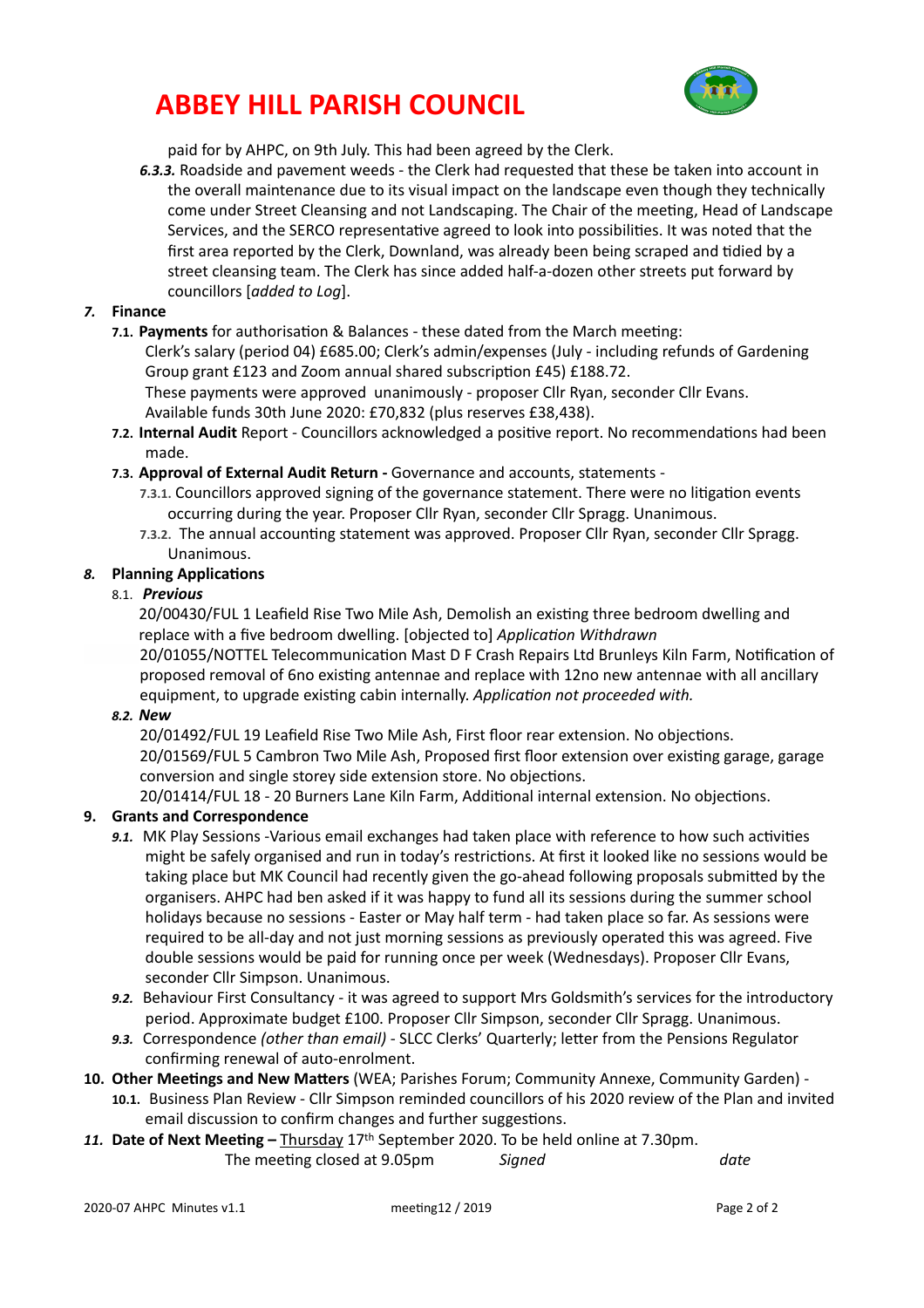paid for by AHPC, on 9th July. This had been agreed by the Clerk.

*6.3.3.* Roadside and pavement weeds - the Clerk had requested that these be taken into account in the overall maintenance due to its visual impact on the landscape even though they technically come under Street Cleansing and not Landscaping. The Chair of the meeting, Head of Landscape Services, and the SERCO representative agreed to look into possibilities. It was noted that the first area reported by the Clerk, Downland, was already been being scraped and tidied by a street cleansing team. The Clerk has since added half-a-dozen other streets put forward by councillors [*added to Log*].

## 7. Finance

**7.1. Payments** for authorisation & Balances - these dated from the March meeting:
Clerk's salary (period 04) £685.00; Clerk's admin/expenses (July - including refunds of Gardening Group grant £123 and Zoom annual shared subscription £45) £188.72.
These payments were approved unanimously - proposer Cllr Ryan, seconder Cllr Evans.
Available funds 30th June 2020: £70,832 (plus reserves £38,438).

**7.2. Internal Audit** Report - Councillors acknowledged a positive report. No recommendations had been made.

**7.3. Approval of External Audit Return -** Governance and accounts, statements -

7.3.1. Councillors approved signing of the governance statement. There were no litigation events occurring during the year. Proposer Cllr Ryan, seconder Cllr Spragg. Unanimous.

7.3.2. The annual accounting statement was approved. Proposer Cllr Ryan, seconder Cllr Spragg. Unanimous.

## 8. Planning Applications

8.1. ***Previous***

20/00430/FUL 1 Leafield Rise Two Mile Ash, Demolish an existing three bedroom dwelling and replace with a five bedroom dwelling. [objected to] *Application Withdrawn*

20/01055/NOTTEL Telecommunication Mast D F Crash Repairs Ltd Brunleys Kiln Farm, Notification of proposed removal of 6no existing antennae and replace with 12no new antennae with all ancillary equipment, to upgrade existing cabin internally. *Application not proceeded with.*

*8.2.* ***New***

20/01492/FUL 19 Leafield Rise Two Mile Ash, First floor rear extension. No objections.
20/01569/FUL 5 Cambron Two Mile Ash, Proposed first floor extension over existing garage, garage conversion and single storey side extension store. No objections.
20/01414/FUL 18 - 20 Burners Lane Kiln Farm, Additional internal extension. No objections.

## 9. Grants and Correspondence

*9.1.* MK Play Sessions -Various email exchanges had taken place with reference to how such activities might be safely organised and run in today's restrictions. At first it looked like no sessions would be taking place but MK Council had recently given the go-ahead following proposals submitted by the organisers. AHPC had ben asked if it was happy to fund all its sessions during the summer school holidays because no sessions - Easter or May half term - had taken place so far. As sessions were required to be all-day and not just morning sessions as previously operated this was agreed. Five double sessions would be paid for running once per week (Wednesdays). Proposer Cllr Evans, seconder Cllr Simpson. Unanimous.

*9.2.* Behaviour First Consultancy - it was agreed to support Mrs Goldsmith's services for the introductory period. Approximate budget £100. Proposer Cllr Simpson, seconder Cllr Spragg. Unanimous.

*9.3.* Correspondence *(other than email)* - SLCC Clerks' Quarterly; letter from the Pensions Regulator confirming renewal of auto-enrolment.

## 10. Other Meetings and New Matters (WEA; Parishes Forum; Community Annexe, Community Garden) -

**10.1.** Business Plan Review - Cllr Simpson reminded councillors of his 2020 review of the Plan and invited email discussion to confirm changes and further suggestions.

## 11. Date of Next Meeting – Thursday 17th September 2020. To be held online at 7.30pm.

The meeting closed at 9.05pm *Signed* *date*